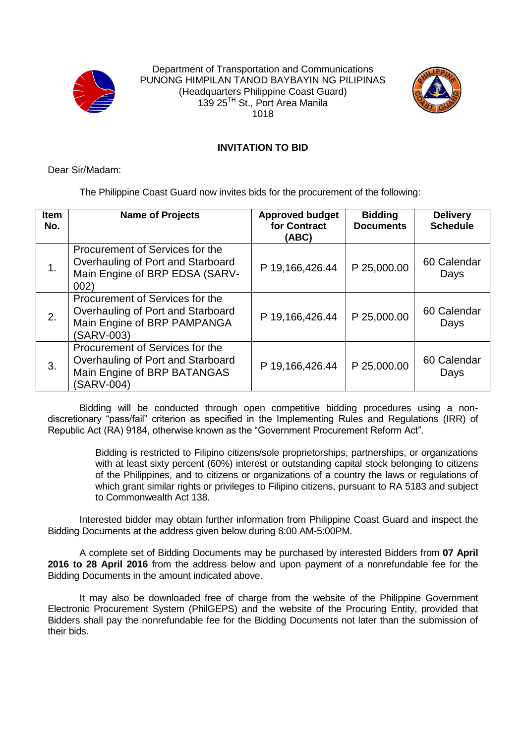Department of Transportation and Communications
PUNONG HIMPILAN TANOD BAYBAYIN NG PILIPINAS
(Headquarters Philippine Coast Guard)
139 25TH St., Port Area Manila
1018

## INVITATION TO BID

Dear Sir/Madam:

The Philippine Coast Guard now invites bids for the procurement of the following:

| Item No. | Name of Projects | Approved budget for Contract (ABC) | Bidding Documents | Delivery Schedule |
|---|---|---|---|---|
| 1. | Procurement of Services for the Overhauling of Port and Starboard Main Engine of BRP EDSA (SARV-002) | P 19,166,426.44 | P 25,000.00 | 60 Calendar Days |
| 2. | Procurement of Services for the Overhauling of Port and Starboard Main Engine of BRP PAMPANGA (SARV-003) | P 19,166,426.44 | P 25,000.00 | 60 Calendar Days |
| 3. | Procurement of Services for the Overhauling of Port and Starboard Main Engine of BRP BATANGAS (SARV-004) | P 19,166,426.44 | P 25,000.00 | 60 Calendar Days |

Bidding will be conducted through open competitive bidding procedures using a non-discretionary "pass/fail" criterion as specified in the Implementing Rules and Regulations (IRR) of Republic Act (RA) 9184, otherwise known as the "Government Procurement Reform Act".

Bidding is restricted to Filipino citizens/sole proprietorships, partnerships, or organizations with at least sixty percent (60%) interest or outstanding capital stock belonging to citizens of the Philippines, and to citizens or organizations of a country the laws or regulations of which grant similar rights or privileges to Filipino citizens, pursuant to RA 5183 and subject to Commonwealth Act 138.

Interested bidder may obtain further information from Philippine Coast Guard and inspect the Bidding Documents at the address given below during 8:00 AM-5:00PM.

A complete set of Bidding Documents may be purchased by interested Bidders from **07 April 2016 to 28 April 2016** from the address below and upon payment of a nonrefundable fee for the Bidding Documents in the amount indicated above.

It may also be downloaded free of charge from the website of the Philippine Government Electronic Procurement System (PhilGEPS) and the website of the Procuring Entity, provided that Bidders shall pay the nonrefundable fee for the Bidding Documents not later than the submission of their bids.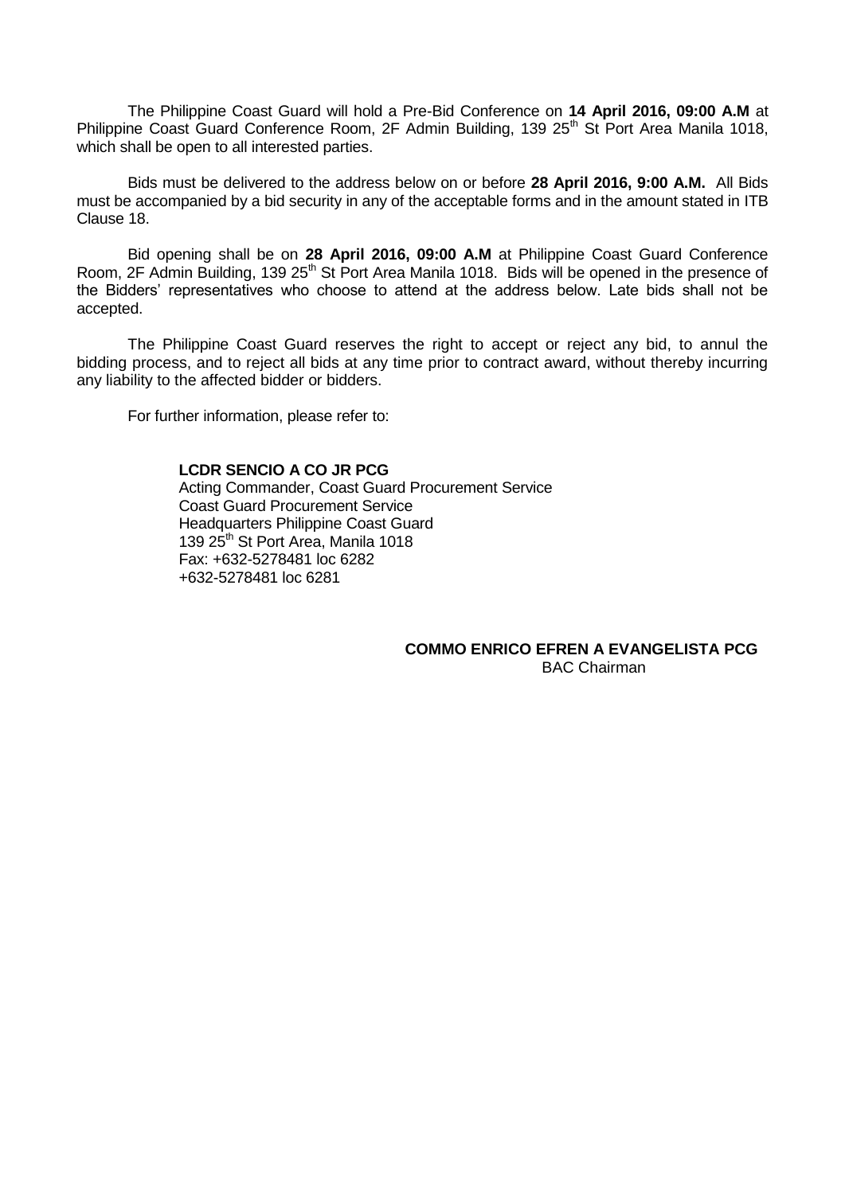The Philippine Coast Guard will hold a Pre-Bid Conference on **14 April 2016, 09:00 A.M** at Philippine Coast Guard Conference Room, 2F Admin Building, 139 25th St Port Area Manila 1018, which shall be open to all interested parties.

Bids must be delivered to the address below on or before **28 April 2016, 9:00 A.M.** All Bids must be accompanied by a bid security in any of the acceptable forms and in the amount stated in ITB Clause 18.

Bid opening shall be on **28 April 2016, 09:00 A.M** at Philippine Coast Guard Conference Room, 2F Admin Building, 139 25th St Port Area Manila 1018. Bids will be opened in the presence of the Bidders' representatives who choose to attend at the address below. Late bids shall not be accepted.

The Philippine Coast Guard reserves the right to accept or reject any bid, to annul the bidding process, and to reject all bids at any time prior to contract award, without thereby incurring any liability to the affected bidder or bidders.

For further information, please refer to:

**LCDR SENCIO A CO JR PCG**
Acting Commander, Coast Guard Procurement Service
Coast Guard Procurement Service
Headquarters Philippine Coast Guard
139 25th St Port Area, Manila 1018
Fax: +632-5278481 loc 6282
+632-5278481 loc 6281

**COMMO ENRICO EFREN A EVANGELISTA PCG**
BAC Chairman